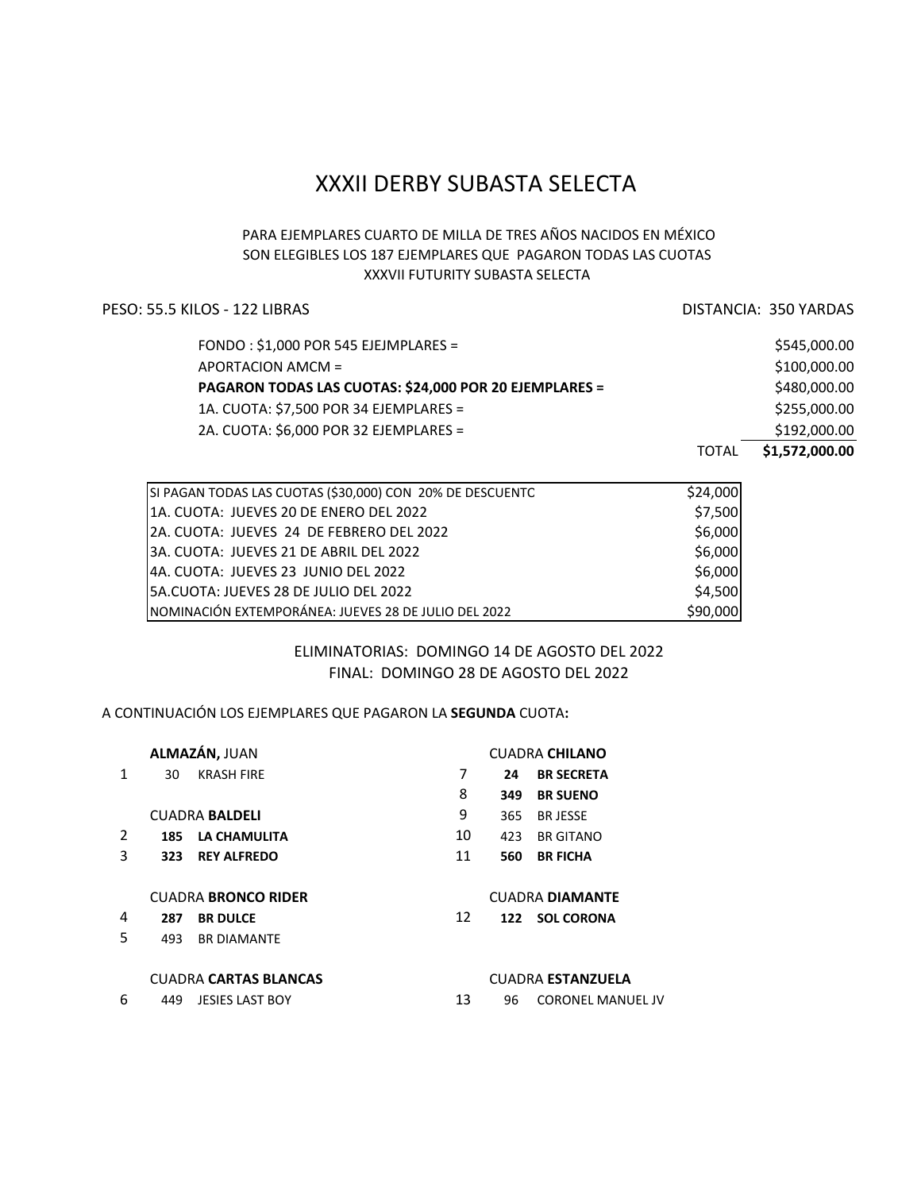# XXXII DERBY SUBASTA SELECTA

PARA EJEMPLARES CUARTO DE MILLA DE TRES AÑOS NACIDOS EN MÉXICO
SON ELEGIBLES LOS 187 EJEMPLARES QUE PAGARON TODAS LAS CUOTAS
XXXVII FUTURITY SUBASTA SELECTA

PESO: 55.5 KILOS - 122 LIBRAS

DISTANCIA: 350 YARDAS

| | |
|---|---|
| FONDO : $1,000 POR 545 EJEJMPLARES = | $545,000.00 |
| APORTACION AMCM = | $100,000.00 |
| **PAGARON TODAS LAS CUOTAS: $24,000 POR 20 EJEMPLARES =** | $480,000.00 |
| 1A. CUOTA: $7,500 POR 34 EJEMPLARES = | $255,000.00 |
| 2A. CUOTA: $6,000 POR 32 EJEMPLARES = | $192,000.00 |
| TOTAL | **$1,572,000.00** |

| | |
|---|---|
| SI PAGAN TODAS LAS CUOTAS ($30,000) CON 20% DE DESCUENTC | $24,000 |
| 1A. CUOTA: JUEVES 20 DE ENERO DEL 2022 | $7,500 |
| 2A. CUOTA: JUEVES 24 DE FEBRERO DEL 2022 | $6,000 |
| 3A. CUOTA: JUEVES 21 DE ABRIL DEL 2022 | $6,000 |
| 4A. CUOTA: JUEVES 23 JUNIO DEL 2022 | $6,000 |
| 5A.CUOTA: JUEVES 28 DE JULIO DEL 2022 | $4,500 |
| NOMINACIÓN EXTEMPORÁNEA: JUEVES 28 DE JULIO DEL 2022 | $90,000 |

ELIMINATORIAS: DOMINGO 14 DE AGOSTO DEL 2022
FINAL: DOMINGO 28 DE AGOSTO DEL 2022

A CONTINUACIÓN LOS EJEMPLARES QUE PAGARON LA **SEGUNDA** CUOTA**:**

**ALMAZÁN,** JUAN

1 30 KRASH FIRE

CUADRA **BALDELI**

2 **185 LA CHAMULITA**
3 **323 REY ALFREDO**

CUADRA **BRONCO RIDER**

4 **287 BR DULCE**
5 493 BR DIAMANTE

CUADRA **CARTAS BLANCAS**

6 449 JESIES LAST BOY

CUADRA **CHILANO**

7 **24 BR SECRETA**
8 **349 BR SUENO**
9 365 BR JESSE
10 423 BR GITANO
11 **560 BR FICHA**

CUADRA **DIAMANTE**

12 **122 SOL CORONA**

CUADRA **ESTANZUELA**

13 96 CORONEL MANUEL JV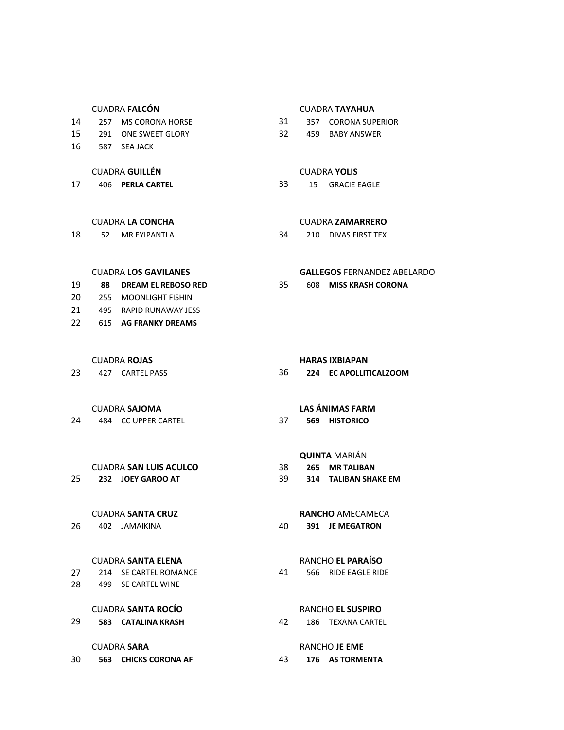CUADRA **FALCÓN**

14 257 MS CORONA HORSE
15 291 ONE SWEET GLORY
16 587 SEA JACK

CUADRA **GUILLÉN**

17 406 **PERLA CARTEL**

CUADRA **LA CONCHA**

18 52 MR EYIPANTLA

CUADRA **LOS GAVILANES**

19 **88 DREAM EL REBOSO RED**
20 255 MOONLIGHT FISHIN
21 495 RAPID RUNAWAY JESS
22 615 **AG FRANKY DREAMS**

CUADRA **ROJAS**

23 427 CARTEL PASS

CUADRA **SAJOMA**

24 484 CC UPPER CARTEL

CUADRA **SAN LUIS ACULCO**

25 **232 JOEY GAROO AT**

CUADRA **SANTA CRUZ**

26 402 JAMAIKINA

CUADRA **SANTA ELENA**

27 214 SE CARTEL ROMANCE
28 499 SE CARTEL WINE

CUADRA **SANTA ROCÍO**

29 **583 CATALINA KRASH**

CUADRA **SARA**

30 **563 CHICKS CORONA AF**

CUADRA **TAYAHUA**

31 357 CORONA SUPERIOR
32 459 BABY ANSWER

CUADRA **YOLIS**

33 15 GRACIE EAGLE

CUADRA **ZAMARRERO**

34 210 DIVAS FIRST TEX

**GALLEGOS** FERNANDEZ ABELARDO

35 608 **MISS KRASH CORONA**

**HARAS IXBIAPAN**

36 **224 EC APOLLITICALZOOM**

**LAS ÁNIMAS FARM**

37 **569 HISTORICO**

**QUINTA** MARIÁN

38 **265 MR TALIBAN**
39 **314 TALIBAN SHAKE EM**

**RANCHO** AMECAMECA

40 **391 JE MEGATRON**

RANCHO **EL PARAÍSO**

41 566 RIDE EAGLE RIDE

RANCHO **EL SUSPIRO**

42 186 TEXANA CARTEL

RANCHO **JE EME**

43 **176 AS TORMENTA**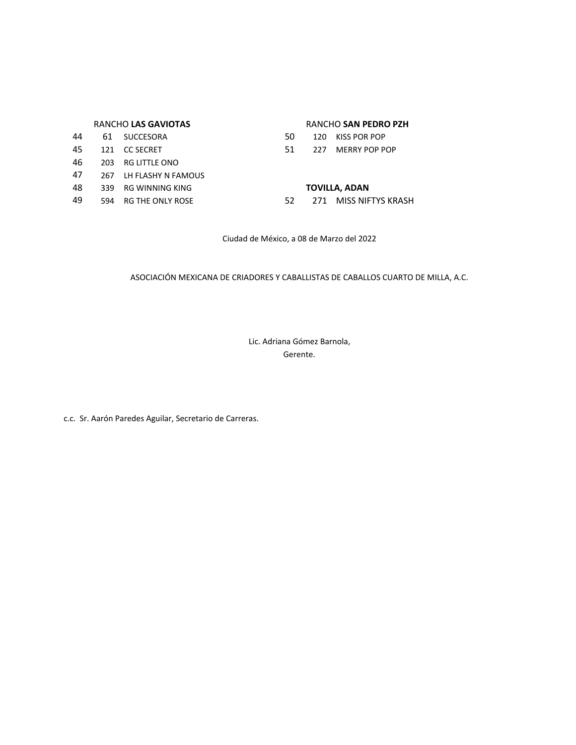RANCHO **LAS GAVIOTAS**

| | | |
|---|---|---|
| 44 | 61 | SUCCESORA |
| 45 | 121 | CC SECRET |
| 46 | 203 | RG LITTLE ONO |
| 47 | 267 | LH FLASHY N FAMOUS |
| 48 | 339 | RG WINNING KING |
| 49 | 594 | RG THE ONLY ROSE |

RANCHO **SAN PEDRO PZH**

| | | |
|---|---|---|
| 50 | 120 | KISS POR POP |
| 51 | 227 | MERRY POP POP |

**TOVILLA, ADAN**

| | | |
|---|---|---|
| 52 | 271 | MISS NIFTYS KRASH |

Ciudad de México, a 08 de Marzo del 2022

ASOCIACIÓN MEXICANA DE CRIADORES Y CABALLISTAS DE CABALLOS CUARTO DE MILLA, A.C.

Lic. Adriana Gómez Barnola,
Gerente.

c.c. Sr. Aarón Paredes Aguilar, Secretario de Carreras.